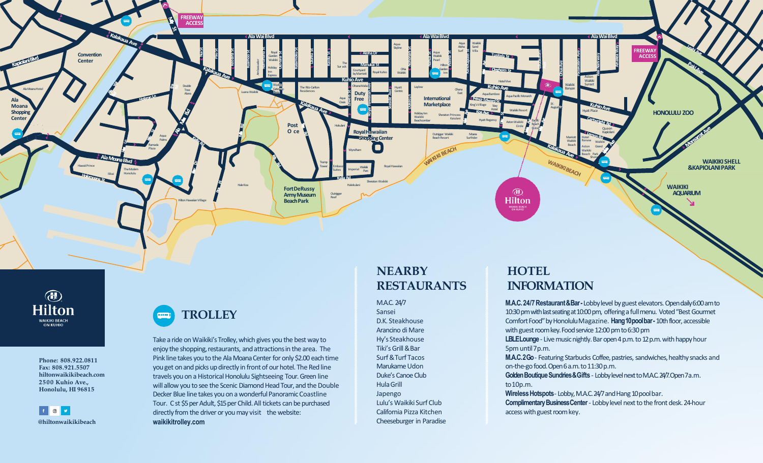Hilton
WAIKIKI BEACH
ON KUHIO

Phone: 808.922.0811
Fax: 808.921.5507
hiltonwaikikibeach.com
2500 Kuhio Ave.,
Honolulu, HI 96815

@hiltonwaikikibeach

## TROLLEY

Take a ride on Waikiki's Trolley, which gives you the best way to enjoy the shopping, restaurants, and attractions in the area. The Pink line takes you to the Ala Moana Center for only $2.00 each time you get on and picks up directly in front of our hotel. The Red line travels you on a Historical Honolulu Sightseeing Tour. Green line will allow you to see the Scenic Diamond Head Tour, and the Double Decker Blue line takes you on a wonderful Panoramic Coastline Tour. C st $5 per Adult, $15 per Child. All tickets can be purchased directly from the driver or you may visit the website: **waikikitrolley.com**

## NEARBY RESTAURANTS

- M.A.C. 24/7
- Sansei
- D.K. Steakhouse
- Arancino di Mare
- Hy's Steakhouse
- Tiki's Grill & Bar
- Surf & Turf Tacos
- Marukame Udon
- Duke's Canoe Club
- Hula Grill
- Japengo
- Lulu's Waikiki Surf Club
- California Pizza Kitchen
- Cheeseburger in Paradise

## HOTEL INFORMATION

**M.A.C. 24/7 Restaurant & Bar -** Lobby level by guest elevators. Open daily 6:00 am to 10:30 pm with last seating at 10:00 pm, offering a full menu. Voted "Best Gourmet Comfort Food" by Honolulu Magazine. **Hang 10 pool bar -** 10th floor, accessible with guest room key. Food service 12:00 pm to 6:30 pm

**LBLE Lounge** - Live music nightly. Bar open 4 p.m. to 12 p.m. with happy hour 5pm until 7 p.m.

**M.A.C. 2 Go** - Featuring Starbucks Coffee, pastries, sandwiches, healthy snacks and on-the-go food. Open 6 a.m. to 11:30 p.m.

**Golden Boutique Sundries & Gifts** - Lobby level next to M.A.C. 24/7. Open 7 a.m. to 10 p.m.

**Wireless Hotspots** - Lobby, M.A.C. 24/7 and Hang 10 pool bar.

**Complimentary Business Center** - Lobby level next to the front desk. 24-hour access with guest room key.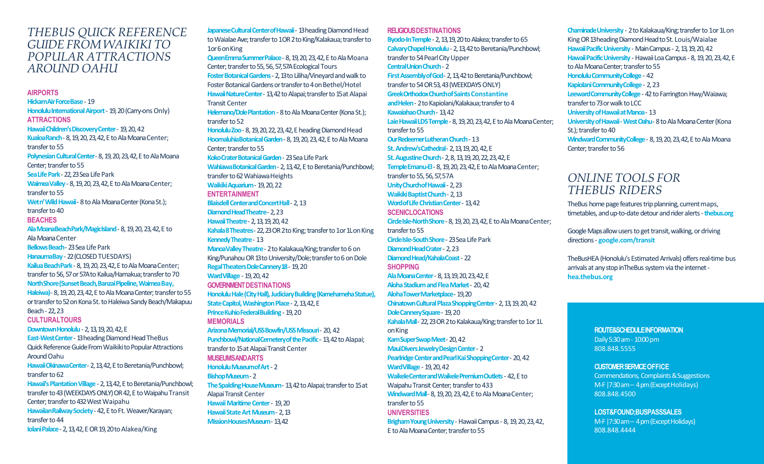# *THEBUS QUICK REFERENCE GUIDE FROM WAIKIKI TO POPULAR ATTRACTIONS AROUND OAHU*

### AIRPORTS

**Hickam Air Force Base** - 19
**Honolulu International Airport** - 19, 20 (Carry-ons Only)

### ATTRACTIONS

**Hawaii Children's Discovery Center** - 19, 20, 42
**Kualoa Ranch** - 8, 19, 20, 23, 42, E to Ala Moana Center; transfer to 55
**Polynesian Cultural Center** - 8, 19, 20, 23, 42, E to Ala Moana Center; transfer to 55
**Sea Life Park** - 22, 23 Sea Life Park
**Waimea Valley** - 8, 19, 20, 23, 42, E to Ala Moana Center; transfer to 55
**Wet n' Wild Hawaii** - 8 to Ala Moana Center (Kona St.); transfer to 40

### BEACHES

**Ala Moana Beach Park/Magic Island** - 8, 19, 20, 23, 42, E to Ala Moana Center
**Bellows Beach** - 23 Sea Life Park
**Hanauma Bay** - 22 (CLOSED TUESDAYS)
**Kailua Beach Park** - 8, 19, 20, 23, 42, E to Ala Moana Center; transfer to 56, 57 or 57A to Kailua/Hamakua; transfer to 70
**North Shore (Sunset Beach, Banzai Pipeline, Waimea Bay, Haleiwa)** - 8, 19, 20, 23, 42, E to Ala Moana Center; transfer to 55 or transfer to 52 on Kona St. to Haleiwa Sandy Beach/Makapuu Beach - 22, 23

### CULTURAL TOURS

**Downtown Honolulu** - 2, 13, 19, 20, 42, E
**East-West Center** - 13 heading Diamond Head TheBus Quick Reference Guide From Waikiki to Popular Attractions Around Oahu
**Hawaii Okinawa Center** - 2, 13, 42, E to Beretania/Punchbowl; transfer to 62
**Hawaii's Plantation Village** - 2, 13, 42, E to Beretania/Punchbowl; transfer to 43 (WEEKDAYS ONLY) OR 42, E to Waipahu Transit Center; transfer to 432 West Waipahu
**Hawaiian Railway Society** - 42, E to Ft. Weaver/Karayan; transfer to 44
**Iolani Palace** - 2, 13, 42, E OR 19, 20 to Alakea/King
**Japanese Cultural Center of Hawaii** - 13 heading Diamond Head to Waialae Ave; transfer to 1 OR 2 to King/Kalakaua; transfer to 1 or 6 on King
**Queen Emma Summer Palace** - 8, 19, 20, 23, 42, E to Ala Moana Center; transfer to 55, 56, 57, 57A Ecological Tours
**Foster Botanical Gardens** - 2, 13 to Liliha/Vineyard and walk to Foster Botanical Gardens or transfer to 4 on Bethel/Hotel
**Hawaii Nature Center** - 13, 42 to Alapai; transfer to 15 at Alapai Transit Center
**Helemano/Dole Plantation** - 8 to Ala Moana Center (Kona St.); transfer to 52
**Honolulu Zoo** - 8, 19, 20, 22, 23, 42, E heading Diamond Head
**Hoomaluhia Botanical Garden** - 8, 19, 20, 23, 42, E to Ala Moana Center; transfer to 55
**Koko Crater Botanical Garden** - 23 Sea Life Park
**Wahiawa Botanical Garden** - 2, 13, 42, E to Beretania/Punchbowl; transfer to 62 Wahiawa Heights
**Waikiki Aquarium** - 19, 20, 22

### ENTERTAINMENT

**Blaisdell Center and Concert Hall** - 2, 13
**Diamond Head Theatre** - 2, 23
**Hawaii Theatre** - 2, 13, 19, 20, 42
**Kahala 8 Theatres** - 22, 23 OR 2 to King; transfer to 1 or 1L on King
**Kennedy Theatre** - 13
**Manoa Valley Theatre** - 2 to Kalakaua/King; transfer to 6 on King/Punahou OR 13 to University/Dole; transfer to 6 on Dole
**Regal Theaters Dole Cannery 18** - 19, 20
**Ward Village** - 19, 20, 42

### GOVERNMENT DESTINATIONS

**Honolulu Hale (City Hall), Judiciary Building (Kamehameha Statue), State Capitol, Washington Place** - 2, 13, 42, E
**Prince Kuhio Federal Building** - 19, 20

### MEMORIALS

**Arizona Memorial/USS Bowfin/USS Missouri** - 20, 42
**Punchbowl/National Cemetery of the Pacific** - 13, 42 to Alapai; transfer to 15 at Alapai Transit Center

### MUSEUMS AND ARTS

**Honolulu Museum of Art** - 2
**Bishop Museum** - 2
**The Spalding House Museum** - 13, 42 to Alapai; transfer to 15 at Alapai Transit Center
**Hawaii Maritime Center** - 19, 20
**Hawaii State Art Museum** - 2, 13
**Mission Houses Museum** - 13, 42

### RELIGIOUS DESTINATIONS

**Byodo-In Temple** - 2, 13, 19, 20 to Alakea; transfer to 65
**Calvary Chapel Honolulu** - 2, 13, 42 to Beretania/Punchbowl; transfer to 54 Pearl City Upper
**Central Union Church** - 2
**First Assembly of God** - 2, 13, 42 to Beretania/Punchbowl; transfer to 54 OR 53, 43 (WEEKDAYS ONLY)
**Greek Orthodox Church of Saints Constantine and Helen** - 2 to Kapiolani/Kalakaua; transfer to 4
**Kawaiahao Church** - 13, 42
**Laie Hawaii LDS Temple** - 8, 19, 20, 23, 42, E to Ala Moana Center; transfer to 55
**Our Redeemer Lutheran Church** - 13
**St. Andrew's Cathedral** - 2, 13, 19, 20, 42, E
**St. Augustine Church** - 2, 8, 13, 19, 20, 22, 23, 42, E
**Temple Emanu-El** - 8, 19, 20, 23, 42, E to Ala Moana Center; transfer to 55, 56, 57, 57A
**Unity Church of Hawaii** - 2, 23
**Waikiki Baptist Church** - 2, 13
**Word of Life Christian Center** - 13, 42

### SCENIC LOCATIONS

**Circle Isle-North Shore** - 8, 19, 20, 23, 42, E to Ala Moana Center; transfer to 55
**Circle Isle-South Shore** - 23 Sea Life Park
**Diamond Head Crater** - 2, 23
**Diamond Head/Kahala Coast** - 22

### SHOPPING

**Ala Moana Center** - 8, 13, 19, 20, 23, 42, E
**Aloha Stadium and Flea Market** - 20, 42
**Aloha Tower Marketplace** - 19, 20
**Chinatown Cultural Plaza Shopping Center** - 2, 13, 19, 20, 42
**Dole Cannery Square** - 19, 20
**Kahala Mall** - 22, 23 OR 2 to Kalakaua/King; transfer to 1 or 1L on King
**Kam Super Swap Meet** - 20, 42
**Maui Divers Jewelry Design Center** - 2
**Pearlridge Center and Pearl Kai Shopping Center** - 20, 42
**Ward Village** - 19, 20, 42
**Waikele Center and Waikele Premium Outlets** - 42, E to Waipahu Transit Center; transfer to 433
**Windward Mall** - 8, 19, 20, 23, 42, E to Ala Moana Center; transfer to 55

### UNIVERSITIES

**Brigham Young University** - Hawaii Campus - 8, 19, 20, 23, 42, E to Ala Moana Center; transfer to 55
**Chaminade University** - 2 to Kalakaua/King; transfer to 1 or 1L on King OR 13 heading Diamond Head to St. Louis/Waialae
**Hawaii Pacific University** - Main Campus - 2, 13, 19, 20, 42
**Hawaii Pacific University** - Hawaii Loa Campus - 8, 19, 20, 23, 42, E to Ala Moana Center; transfer to 55
**Honolulu Community College** - 42
**Kapiolani Community College** - 2, 23
**Leeward Community College** - 42 to Farrington Hwy/Waiawa; transfer to 73 or walk to LCC
**University of Hawaii at Manoa** - 13
**University of Hawaii - West Oahu** - 8 to Ala Moana Center (Kona St.); transfer to 40
**Windward Community College** - 8, 19, 20, 23, 42, E to Ala Moana Center; transfer to 56

## *ONLINE TOOLS FOR THEBUS RIDERS*

TheBus home page features trip planning, current maps, timetables, and up-to-date detour and rider alerts - **thebus.org**

Google Maps allow users to get transit, walking, or driving directions - **google.com/transit**

TheBusHEA (Honolulu's Estimated Arrivals) offers real-time bus arrivals at any stop in TheBus system via the internet - **hea.thebus.org**

**ROUTE & SCHEDULE INFORMATION**
Daily 5:30 am - 10:00 pm
808.848.5555

**CUSTOMER SERVICE OFFICE**
Commendations, Complaints & Suggestions
M-F | 7:30 am – 4 pm (Except Holidays)
808.848.4500

**LOST & FOUND; BUS PASS SALES**
M-F | 7:30 am – 4 pm (Except Holidays)
808.848.4444